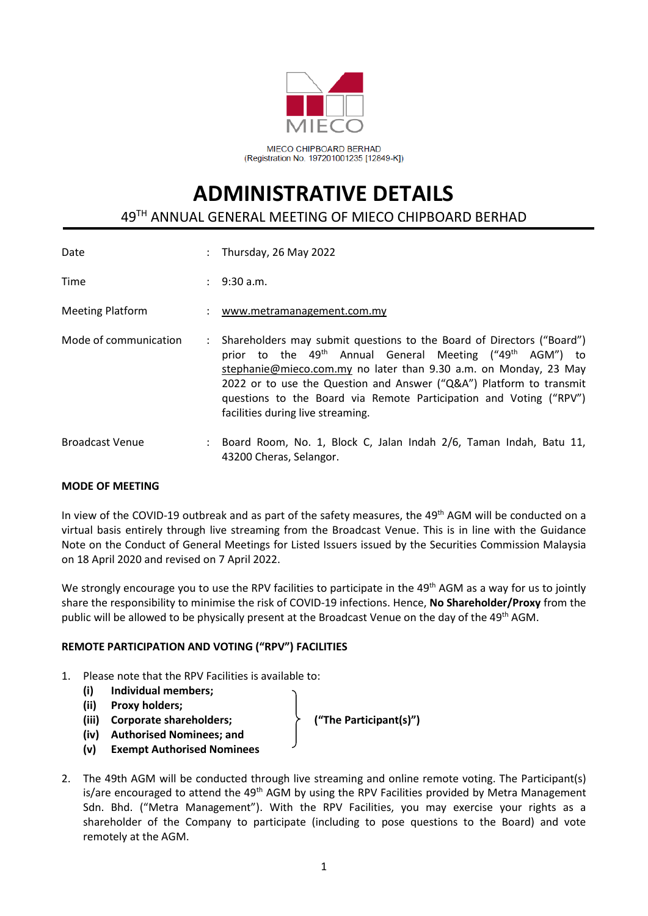MIECO

MIECO CHIPBOARD BERHAD
(Registration No. 197201001235 [12849-K])

# ADMINISTRATIVE DETAILS

## 49TH ANNUAL GENERAL MEETING OF MIECO CHIPBOARD BERHAD

| | | |
|---|---|---|
| Date | : | Thursday, 26 May 2022 |
| Time | : | 9:30 a.m. |
| Meeting Platform | : | www.metramanagement.com.my |
| Mode of communication | : | Shareholders may submit questions to the Board of Directors ("Board") prior to the 49th Annual General Meeting ("49th AGM") to stephanie@mieco.com.my no later than 9.30 a.m. on Monday, 23 May 2022 or to use the Question and Answer ("Q&A") Platform to transmit questions to the Board via Remote Participation and Voting ("RPV") facilities during live streaming. |
| Broadcast Venue | : | Board Room, No. 1, Block C, Jalan Indah 2/6, Taman Indah, Batu 11, 43200 Cheras, Selangor. |

**MODE OF MEETING**

In view of the COVID-19 outbreak and as part of the safety measures, the 49th AGM will be conducted on a virtual basis entirely through live streaming from the Broadcast Venue. This is in line with the Guidance Note on the Conduct of General Meetings for Listed Issuers issued by the Securities Commission Malaysia on 18 April 2020 and revised on 7 April 2022.

We strongly encourage you to use the RPV facilities to participate in the 49th AGM as a way for us to jointly share the responsibility to minimise the risk of COVID-19 infections. Hence, **No Shareholder/Proxy** from the public will be allowed to be physically present at the Broadcast Venue on the day of the 49th AGM.

**REMOTE PARTICIPATION AND VOTING ("RPV") FACILITIES**

1. Please note that the RPV Facilities is available to:
   - **(i) Individual members;**
   - **(ii) Proxy holders;**
   - **(iii) Corporate shareholders;**
   - **(iv) Authorised Nominees; and**
   - **(v) Exempt Authorised Nominees**

   **("The Participant(s)")**

2. The 49th AGM will be conducted through live streaming and online remote voting. The Participant(s) is/are encouraged to attend the 49th AGM by using the RPV Facilities provided by Metra Management Sdn. Bhd. ("Metra Management"). With the RPV Facilities, you may exercise your rights as a shareholder of the Company to participate (including to pose questions to the Board) and vote remotely at the AGM.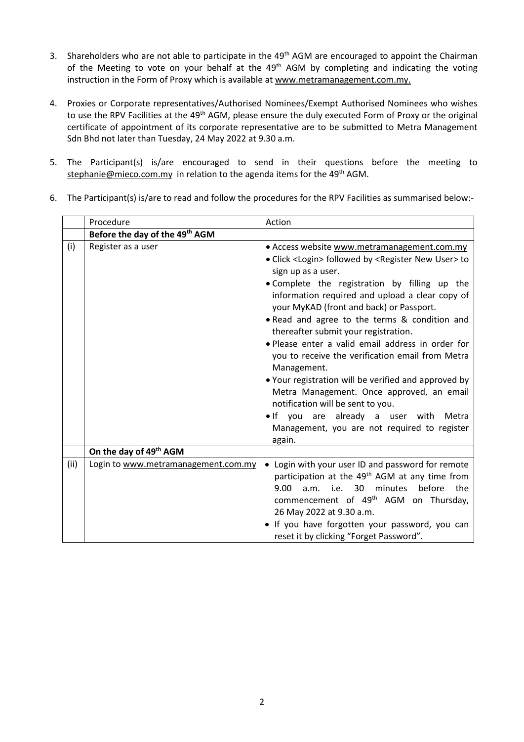3. Shareholders who are not able to participate in the 49th AGM are encouraged to appoint the Chairman of the Meeting to vote on your behalf at the 49th AGM by completing and indicating the voting instruction in the Form of Proxy which is available at www.metramanagement.com.my.

4. Proxies or Corporate representatives/Authorised Nominees/Exempt Authorised Nominees who wishes to use the RPV Facilities at the 49th AGM, please ensure the duly executed Form of Proxy or the original certificate of appointment of its corporate representative are to be submitted to Metra Management Sdn Bhd not later than Tuesday, 24 May 2022 at 9.30 a.m.

5. The Participant(s) is/are encouraged to send in their questions before the meeting to stephanie@mieco.com.my in relation to the agenda items for the 49th AGM.

6. The Participant(s) is/are to read and follow the procedures for the RPV Facilities as summarised below:-

| | Procedure | Action |
|---|---|---|
| | **Before the day of the 49th AGM** | |
| (i) | Register as a user | • Access website www.metramanagement.com.my<br>• Click <Login> followed by <Register New User> to sign up as a user.<br>• Complete the registration by filling up the information required and upload a clear copy of your MyKAD (front and back) or Passport.<br>• Read and agree to the terms & condition and thereafter submit your registration.<br>• Please enter a valid email address in order for you to receive the verification email from Metra Management.<br>• Your registration will be verified and approved by Metra Management. Once approved, an email notification will be sent to you.<br>• If you are already a user with Metra Management, you are not required to register again. |
| | **On the day of 49th AGM** | |
| (ii) | Login to www.metramanagement.com.my | • Login with your user ID and password for remote participation at the 49th AGM at any time from 9.00 a.m. i.e. 30 minutes before the commencement of 49th AGM on Thursday, 26 May 2022 at 9.30 a.m.<br>• If you have forgotten your password, you can reset it by clicking "Forget Password". |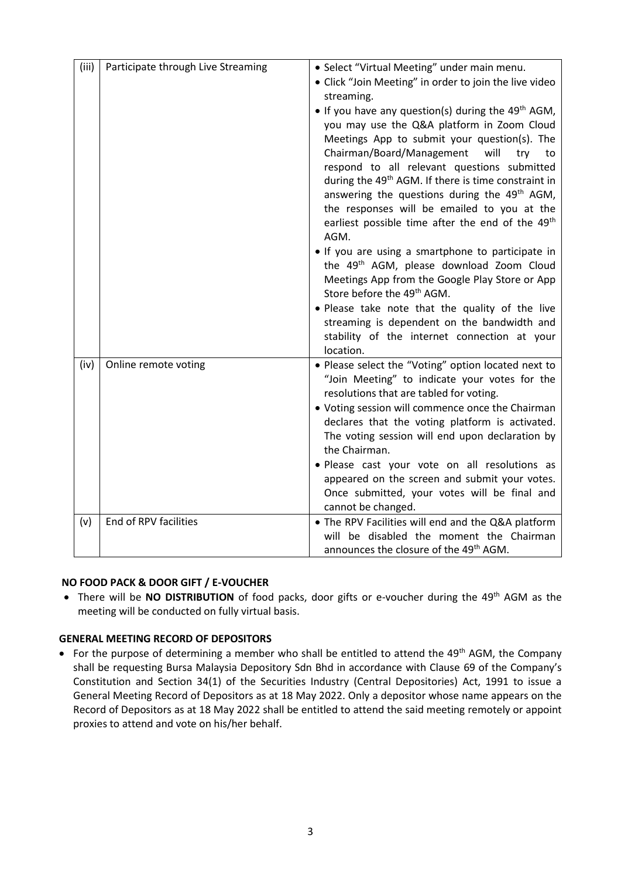| (iii) | Participate through Live Streaming | • Select "Virtual Meeting" under main menu.<br>• Click "Join Meeting" in order to join the live video streaming.<br>• If you have any question(s) during the 49th AGM, you may use the Q&A platform in Zoom Cloud Meetings App to submit your question(s). The Chairman/Board/Management will try to respond to all relevant questions submitted during the 49th AGM. If there is time constraint in answering the questions during the 49th AGM, the responses will be emailed to you at the earliest possible time after the end of the 49th AGM.<br>• If you are using a smartphone to participate in the 49th AGM, please download Zoom Cloud Meetings App from the Google Play Store or App Store before the 49th AGM.<br>• Please take note that the quality of the live streaming is dependent on the bandwidth and stability of the internet connection at your location. |
|---|---|---|
| (iv) | Online remote voting | • Please select the "Voting" option located next to "Join Meeting" to indicate your votes for the resolutions that are tabled for voting.<br>• Voting session will commence once the Chairman declares that the voting platform is activated. The voting session will end upon declaration by the Chairman.<br>• Please cast your vote on all resolutions as appeared on the screen and submit your votes. Once submitted, your votes will be final and cannot be changed. |
| (v) | End of RPV facilities | • The RPV Facilities will end and the Q&A platform will be disabled the moment the Chairman announces the closure of the 49th AGM. |

**NO FOOD PACK & DOOR GIFT / E-VOUCHER**

- There will be **NO DISTRIBUTION** of food packs, door gifts or e-voucher during the 49th AGM as the meeting will be conducted on fully virtual basis.

**GENERAL MEETING RECORD OF DEPOSITORS**

- For the purpose of determining a member who shall be entitled to attend the 49th AGM, the Company shall be requesting Bursa Malaysia Depository Sdn Bhd in accordance with Clause 69 of the Company's Constitution and Section 34(1) of the Securities Industry (Central Depositories) Act, 1991 to issue a General Meeting Record of Depositors as at 18 May 2022. Only a depositor whose name appears on the Record of Depositors as at 18 May 2022 shall be entitled to attend the said meeting remotely or appoint proxies to attend and vote on his/her behalf.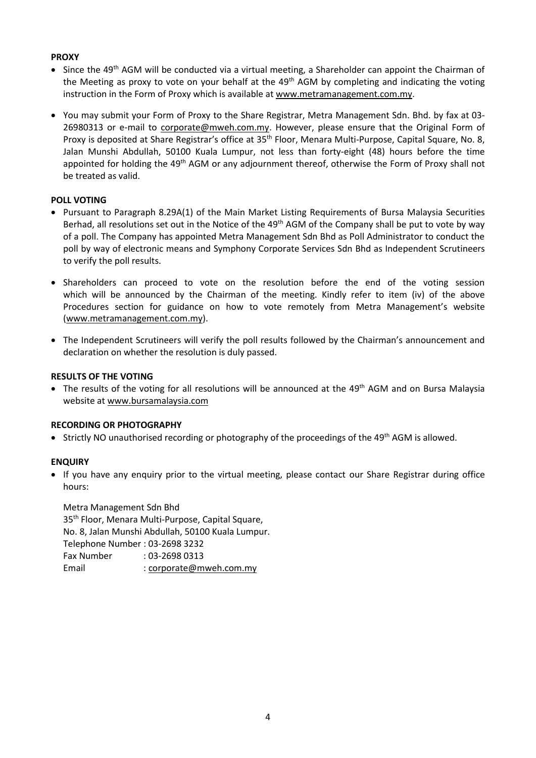**PROXY**

- Since the 49th AGM will be conducted via a virtual meeting, a Shareholder can appoint the Chairman of the Meeting as proxy to vote on your behalf at the 49th AGM by completing and indicating the voting instruction in the Form of Proxy which is available at www.metramanagement.com.my.
- You may submit your Form of Proxy to the Share Registrar, Metra Management Sdn. Bhd. by fax at 03-26980313 or e-mail to corporate@mweh.com.my. However, please ensure that the Original Form of Proxy is deposited at Share Registrar's office at 35th Floor, Menara Multi-Purpose, Capital Square, No. 8, Jalan Munshi Abdullah, 50100 Kuala Lumpur, not less than forty-eight (48) hours before the time appointed for holding the 49th AGM or any adjournment thereof, otherwise the Form of Proxy shall not be treated as valid.

**POLL VOTING**

- Pursuant to Paragraph 8.29A(1) of the Main Market Listing Requirements of Bursa Malaysia Securities Berhad, all resolutions set out in the Notice of the 49th AGM of the Company shall be put to vote by way of a poll. The Company has appointed Metra Management Sdn Bhd as Poll Administrator to conduct the poll by way of electronic means and Symphony Corporate Services Sdn Bhd as Independent Scrutineers to verify the poll results.
- Shareholders can proceed to vote on the resolution before the end of the voting session which will be announced by the Chairman of the meeting. Kindly refer to item (iv) of the above Procedures section for guidance on how to vote remotely from Metra Management's website (www.metramanagement.com.my).
- The Independent Scrutineers will verify the poll results followed by the Chairman's announcement and declaration on whether the resolution is duly passed.

**RESULTS OF THE VOTING**

- The results of the voting for all resolutions will be announced at the 49th AGM and on Bursa Malaysia website at www.bursamalaysia.com

**RECORDING OR PHOTOGRAPHY**

- Strictly NO unauthorised recording or photography of the proceedings of the 49th AGM is allowed.

**ENQUIRY**

- If you have any enquiry prior to the virtual meeting, please contact our Share Registrar during office hours:

  Metra Management Sdn Bhd
  35th Floor, Menara Multi-Purpose, Capital Square,
  No. 8, Jalan Munshi Abdullah, 50100 Kuala Lumpur.
  Telephone Number : 03-2698 3232
  Fax Number : 03-2698 0313
  Email : corporate@mweh.com.my